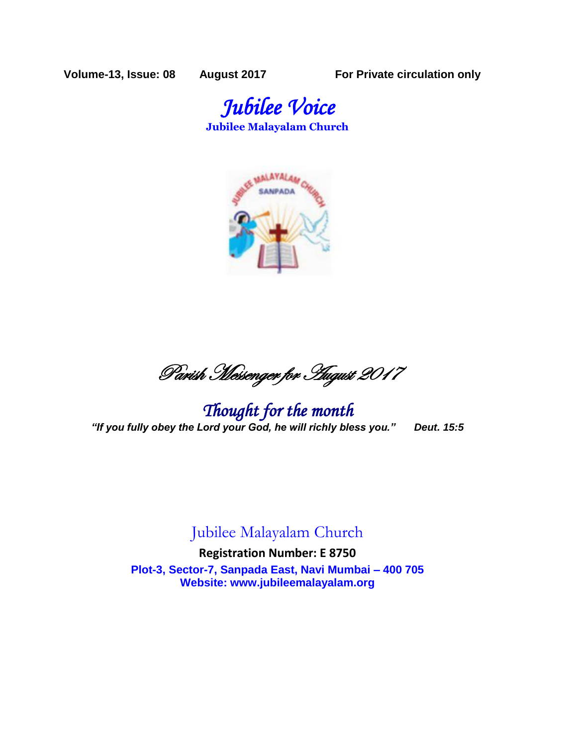**Volume-13, Issue: 08 August 2017 For Private circulation only**

# *Jubilee Voice*

**Jubilee Malayalam Church**

## *Parish Messenger for August 2017*

## *Thought for the month*

***"If you fully obey the Lord your God, he will richly bless you." Deut. 15:5***

Jubilee Malayalam Church

**Registration Number: E 8750**

**Plot-3, Sector-7, Sanpada East, Navi Mumbai – 400 705**

**Website: www.jubileemalayalam.org**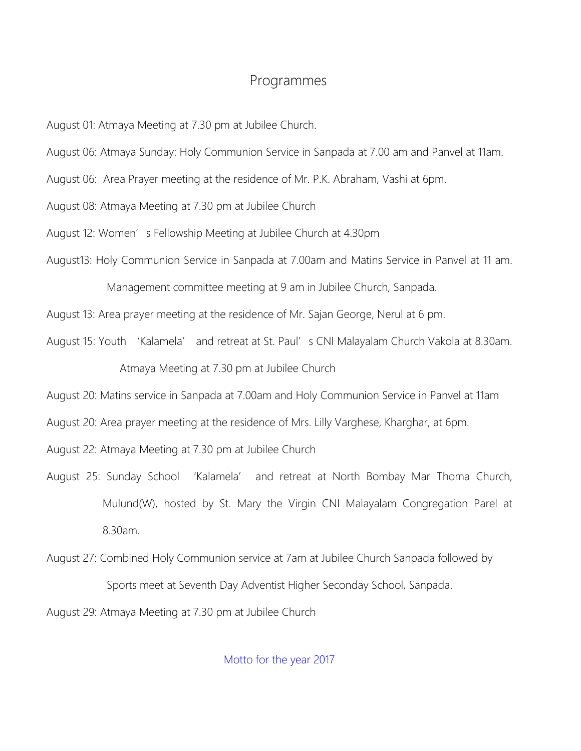# Programmes

August 01: Atmaya Meeting at 7.30 pm at Jubilee Church.

August 06: Atmaya Sunday: Holy Communion Service in Sanpada at 7.00 am and Panvel at 11am.

August 06: Area Prayer meeting at the residence of Mr. P.K. Abraham, Vashi at 6pm.

August 08: Atmaya Meeting at 7.30 pm at Jubilee Church

August 12: Women's Fellowship Meeting at Jubilee Church at 4.30pm

August13: Holy Communion Service in Sanpada at 7.00am and Matins Service in Panvel at 11 am.

Management committee meeting at 9 am in Jubilee Church, Sanpada.

August 13: Area prayer meeting at the residence of Mr. Sajan George, Nerul at 6 pm.

August 15: Youth 'Kalamela' and retreat at St. Paul's CNI Malayalam Church Vakola at 8.30am.

Atmaya Meeting at 7.30 pm at Jubilee Church

August 20: Matins service in Sanpada at 7.00am and Holy Communion Service in Panvel at 11am

August 20: Area prayer meeting at the residence of Mrs. Lilly Varghese, Kharghar, at 6pm.

August 22: Atmaya Meeting at 7.30 pm at Jubilee Church

August 25: Sunday School 'Kalamela' and retreat at North Bombay Mar Thoma Church, Mulund(W), hosted by St. Mary the Virgin CNI Malayalam Congregation Parel at 8.30am.

August 27: Combined Holy Communion service at 7am at Jubilee Church Sanpada followed by Sports meet at Seventh Day Adventist Higher Seconday School, Sanpada.

August 29: Atmaya Meeting at 7.30 pm at Jubilee Church

Motto for the year 2017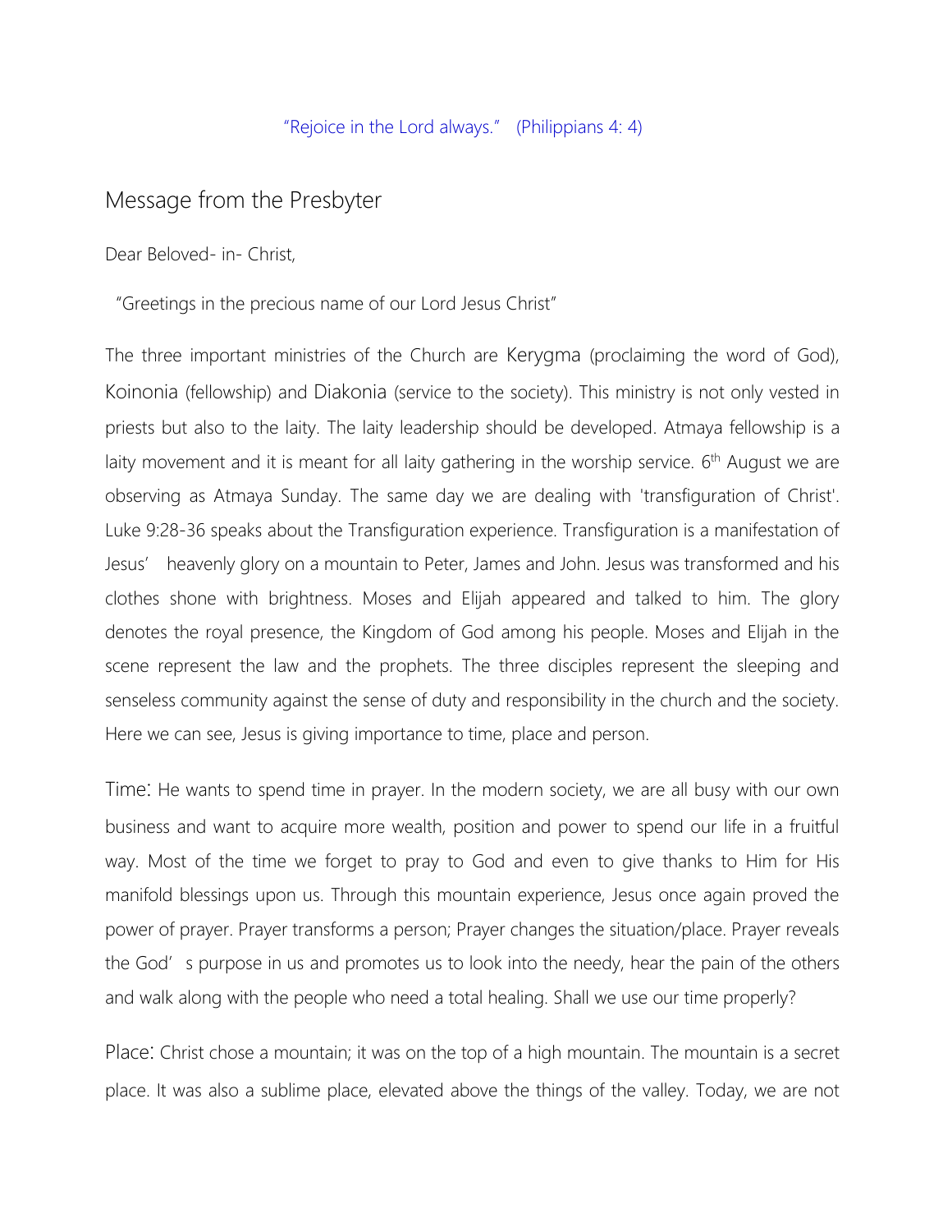"Rejoice in the Lord always." (Philippians 4: 4)

## Message from the Presbyter

Dear Beloved- in- Christ,

"Greetings in the precious name of our Lord Jesus Christ"

The three important ministries of the Church are Kerygma (proclaiming the word of God), Koinonia (fellowship) and Diakonia (service to the society). This ministry is not only vested in priests but also to the laity. The laity leadership should be developed. Atmaya fellowship is a laity movement and it is meant for all laity gathering in the worship service. 6th August we are observing as Atmaya Sunday. The same day we are dealing with 'transfiguration of Christ'. Luke 9:28-36 speaks about the Transfiguration experience. Transfiguration is a manifestation of Jesus' heavenly glory on a mountain to Peter, James and John. Jesus was transformed and his clothes shone with brightness. Moses and Elijah appeared and talked to him. The glory denotes the royal presence, the Kingdom of God among his people. Moses and Elijah in the scene represent the law and the prophets. The three disciples represent the sleeping and senseless community against the sense of duty and responsibility in the church and the society. Here we can see, Jesus is giving importance to time, place and person.

Time: He wants to spend time in prayer. In the modern society, we are all busy with our own business and want to acquire more wealth, position and power to spend our life in a fruitful way. Most of the time we forget to pray to God and even to give thanks to Him for His manifold blessings upon us. Through this mountain experience, Jesus once again proved the power of prayer. Prayer transforms a person; Prayer changes the situation/place. Prayer reveals the God' s purpose in us and promotes us to look into the needy, hear the pain of the others and walk along with the people who need a total healing. Shall we use our time properly?

Place: Christ chose a mountain; it was on the top of a high mountain. The mountain is a secret place. It was also a sublime place, elevated above the things of the valley. Today, we are not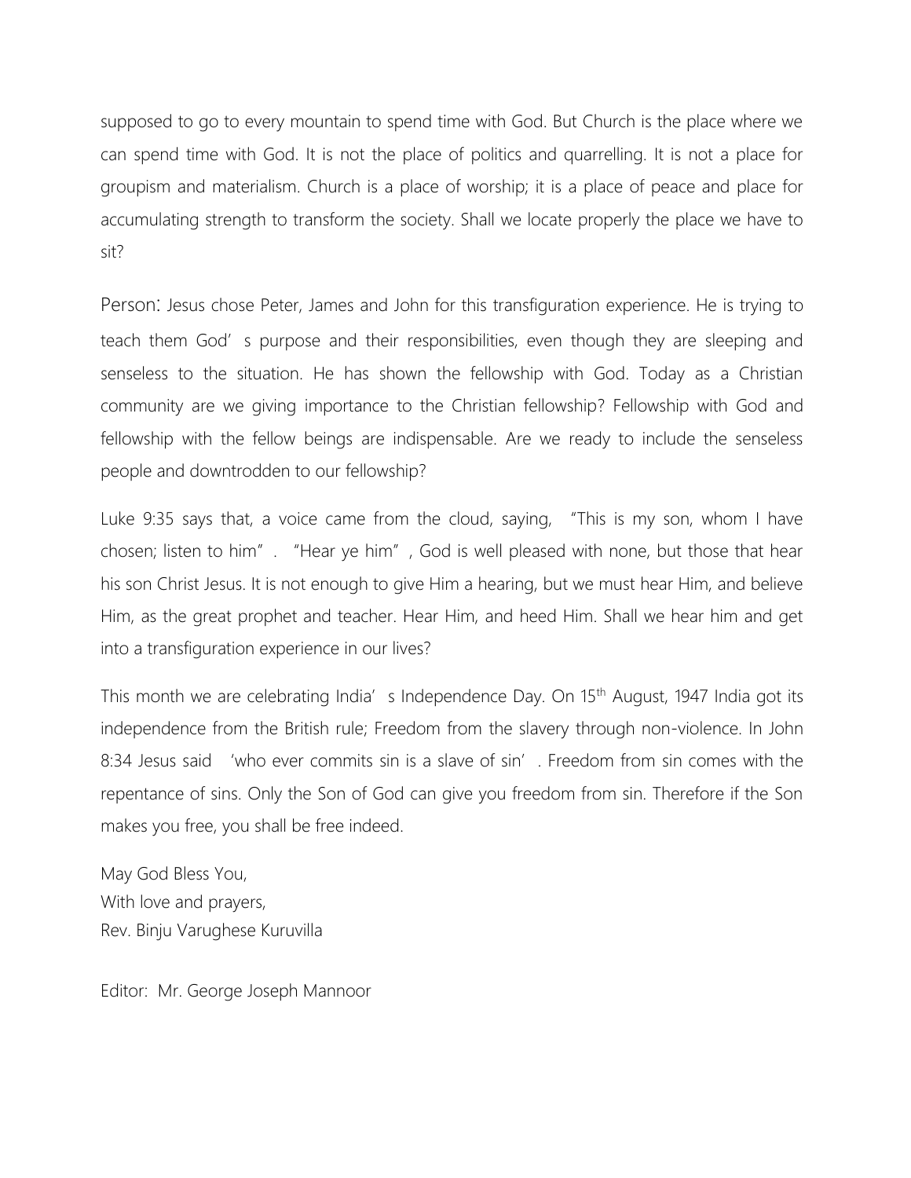supposed to go to every mountain to spend time with God. But Church is the place where we can spend time with God. It is not the place of politics and quarrelling. It is not a place for groupism and materialism. Church is a place of worship; it is a place of peace and place for accumulating strength to transform the society. Shall we locate properly the place we have to sit?

Person: Jesus chose Peter, James and John for this transfiguration experience. He is trying to teach them God's purpose and their responsibilities, even though they are sleeping and senseless to the situation. He has shown the fellowship with God. Today as a Christian community are we giving importance to the Christian fellowship? Fellowship with God and fellowship with the fellow beings are indispensable. Are we ready to include the senseless people and downtrodden to our fellowship?

Luke 9:35 says that, a voice came from the cloud, saying, "This is my son, whom I have chosen; listen to him". "Hear ye him", God is well pleased with none, but those that hear his son Christ Jesus. It is not enough to give Him a hearing, but we must hear Him, and believe Him, as the great prophet and teacher. Hear Him, and heed Him. Shall we hear him and get into a transfiguration experience in our lives?

This month we are celebrating India's Independence Day. On 15th August, 1947 India got its independence from the British rule; Freedom from the slavery through non-violence. In John 8:34 Jesus said 'who ever commits sin is a slave of sin'. Freedom from sin comes with the repentance of sins. Only the Son of God can give you freedom from sin. Therefore if the Son makes you free, you shall be free indeed.

May God Bless You,
With love and prayers,
Rev. Binju Varughese Kuruvilla

Editor: Mr. George Joseph Mannoor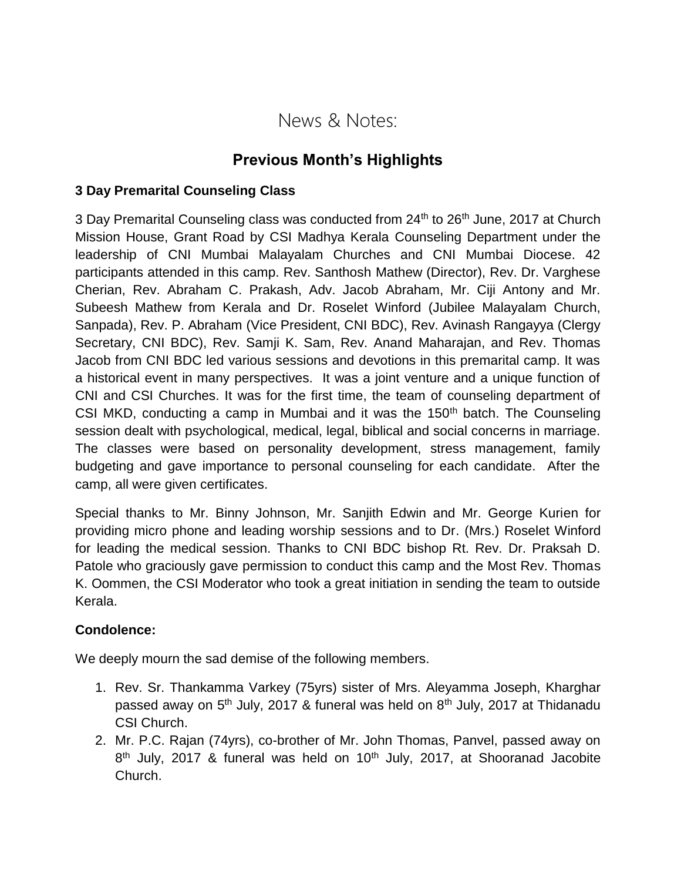# News & Notes:

## Previous Month's Highlights

**3 Day Premarital Counseling Class**

3 Day Premarital Counseling class was conducted from 24th to 26th June, 2017 at Church Mission House, Grant Road by CSI Madhya Kerala Counseling Department under the leadership of CNI Mumbai Malayalam Churches and CNI Mumbai Diocese. 42 participants attended in this camp. Rev. Santhosh Mathew (Director), Rev. Dr. Varghese Cherian, Rev. Abraham C. Prakash, Adv. Jacob Abraham, Mr. Ciji Antony and Mr. Subeesh Mathew from Kerala and Dr. Roselet Winford (Jubilee Malayalam Church, Sanpada), Rev. P. Abraham (Vice President, CNI BDC), Rev. Avinash Rangayya (Clergy Secretary, CNI BDC), Rev. Samji K. Sam, Rev. Anand Maharajan, and Rev. Thomas Jacob from CNI BDC led various sessions and devotions in this premarital camp. It was a historical event in many perspectives. It was a joint venture and a unique function of CNI and CSI Churches. It was for the first time, the team of counseling department of CSI MKD, conducting a camp in Mumbai and it was the 150th batch. The Counseling session dealt with psychological, medical, legal, biblical and social concerns in marriage. The classes were based on personality development, stress management, family budgeting and gave importance to personal counseling for each candidate. After the camp, all were given certificates.

Special thanks to Mr. Binny Johnson, Mr. Sanjith Edwin and Mr. George Kurien for providing micro phone and leading worship sessions and to Dr. (Mrs.) Roselet Winford for leading the medical session. Thanks to CNI BDC bishop Rt. Rev. Dr. Praksah D. Patole who graciously gave permission to conduct this camp and the Most Rev. Thomas K. Oommen, the CSI Moderator who took a great initiation in sending the team to outside Kerala.

**Condolence:**

We deeply mourn the sad demise of the following members.

1. Rev. Sr. Thankamma Varkey (75yrs) sister of Mrs. Aleyamma Joseph, Kharghar passed away on 5th July, 2017 & funeral was held on 8th July, 2017 at Thidanadu CSI Church.
2. Mr. P.C. Rajan (74yrs), co-brother of Mr. John Thomas, Panvel, passed away on 8th July, 2017 & funeral was held on 10th July, 2017, at Shooranad Jacobite Church.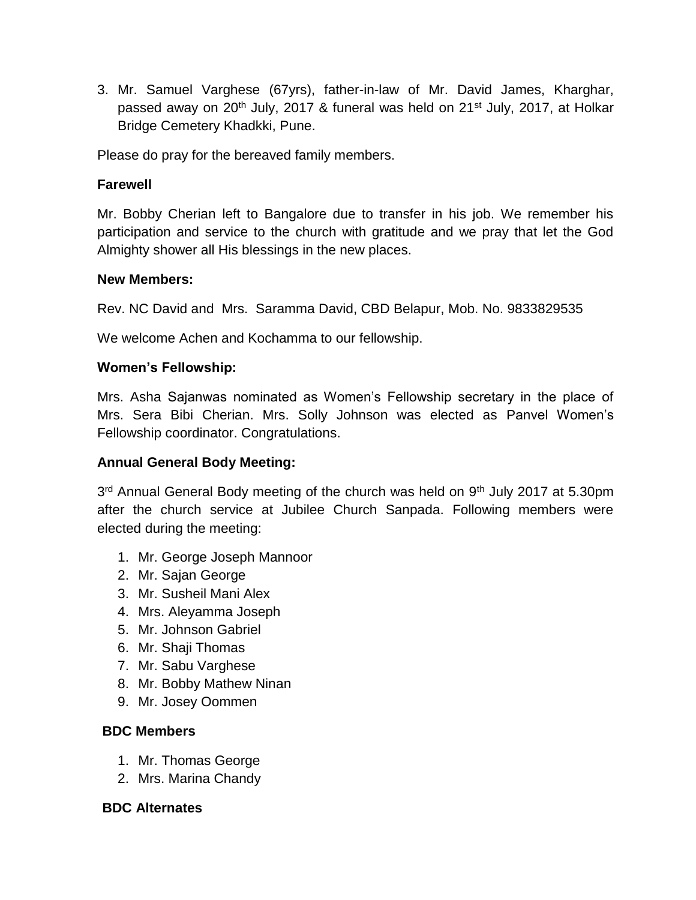3. Mr. Samuel Varghese (67yrs), father-in-law of Mr. David James, Kharghar, passed away on 20th July, 2017 & funeral was held on 21st July, 2017, at Holkar Bridge Cemetery Khadkki, Pune.

Please do pray for the bereaved family members.

**Farewell**

Mr. Bobby Cherian left to Bangalore due to transfer in his job. We remember his participation and service to the church with gratitude and we pray that let the God Almighty shower all His blessings in the new places.

**New Members:**

Rev. NC David and Mrs. Saramma David, CBD Belapur, Mob. No. 9833829535

We welcome Achen and Kochamma to our fellowship.

**Women's Fellowship:**

Mrs. Asha Sajanwas nominated as Women's Fellowship secretary in the place of Mrs. Sera Bibi Cherian. Mrs. Solly Johnson was elected as Panvel Women's Fellowship coordinator. Congratulations.

**Annual General Body Meeting:**

3rd Annual General Body meeting of the church was held on 9th July 2017 at 5.30pm after the church service at Jubilee Church Sanpada. Following members were elected during the meeting:

1. Mr. George Joseph Mannoor
2. Mr. Sajan George
3. Mr. Susheil Mani Alex
4. Mrs. Aleyamma Joseph
5. Mr. Johnson Gabriel
6. Mr. Shaji Thomas
7. Mr. Sabu Varghese
8. Mr. Bobby Mathew Ninan
9. Mr. Josey Oommen

**BDC Members**

1. Mr. Thomas George
2. Mrs. Marina Chandy

**BDC Alternates**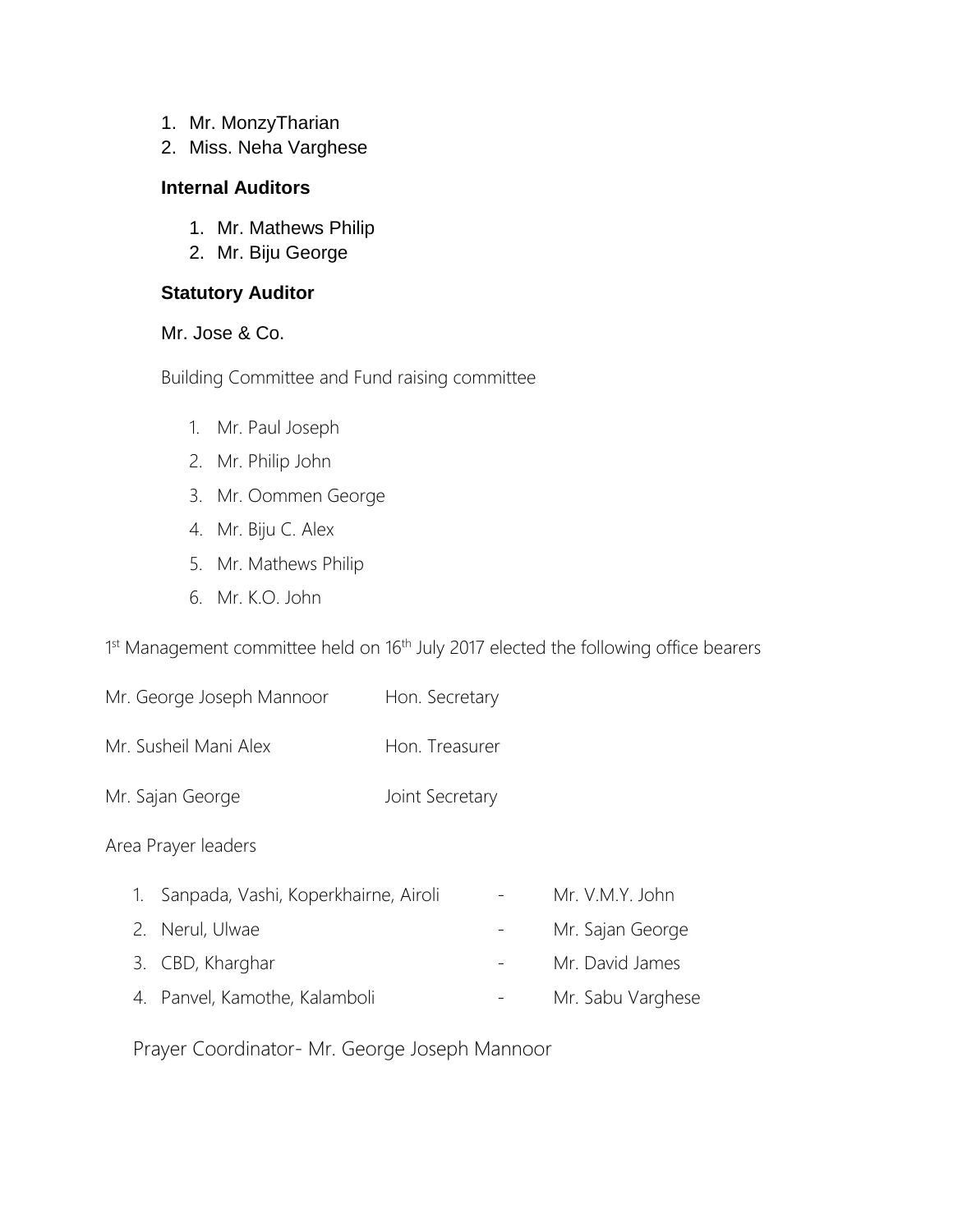1. Mr. MonzyTharian
2. Miss. Neha Varghese

**Internal Auditors**

1. Mr. Mathews Philip
2. Mr. Biju George

**Statutory Auditor**

Mr. Jose & Co.

Building Committee and Fund raising committee

1. Mr. Paul Joseph
2. Mr. Philip John
3. Mr. Oommen George
4. Mr. Biju C. Alex
5. Mr. Mathews Philip
6. Mr. K.O. John

1st Management committee held on 16th July 2017 elected the following office bearers

| | |
|---|---|
| Mr. George Joseph Mannoor | Hon. Secretary |
| Mr. Susheil Mani Alex | Hon. Treasurer |
| Mr. Sajan George | Joint Secretary |

Area Prayer leaders

| | | | |
|---|---|---|---|
| 1. | Sanpada, Vashi, Koperkhairne, Airoli | - | Mr. V.M.Y. John |
| 2. | Nerul, Ulwae | - | Mr. Sajan George |
| 3. | CBD, Kharghar | - | Mr. David James |
| 4. | Panvel, Kamothe, Kalamboli | - | Mr. Sabu Varghese |

Prayer Coordinator- Mr. George Joseph Mannoor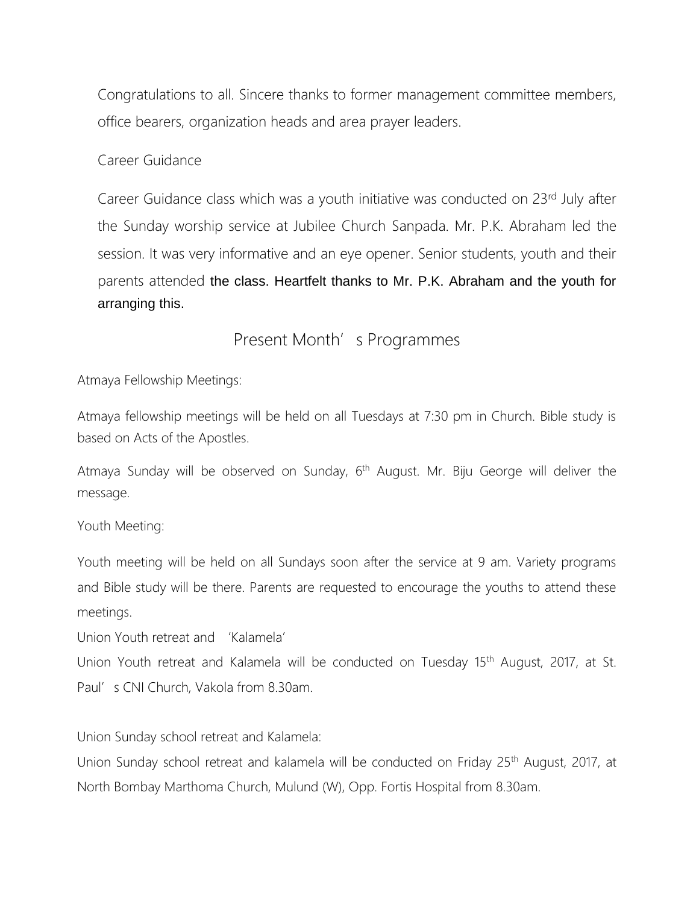Congratulations to all. Sincere thanks to former management committee members, office bearers, organization heads and area prayer leaders.

Career Guidance

Career Guidance class which was a youth initiative was conducted on 23rd July after the Sunday worship service at Jubilee Church Sanpada. Mr. P.K. Abraham led the session. It was very informative and an eye opener. Senior students, youth and their parents attended the class. Heartfelt thanks to Mr. P.K. Abraham and the youth for arranging this.

## Present Month's Programmes

Atmaya Fellowship Meetings:

Atmaya fellowship meetings will be held on all Tuesdays at 7:30 pm in Church. Bible study is based on Acts of the Apostles.

Atmaya Sunday will be observed on Sunday, 6th August. Mr. Biju George will deliver the message.

Youth Meeting:

Youth meeting will be held on all Sundays soon after the service at 9 am. Variety programs and Bible study will be there. Parents are requested to encourage the youths to attend these meetings.

Union Youth retreat and 'Kalamela'

Union Youth retreat and Kalamela will be conducted on Tuesday 15th August, 2017, at St. Paul's CNI Church, Vakola from 8.30am.

Union Sunday school retreat and Kalamela:

Union Sunday school retreat and kalamela will be conducted on Friday 25th August, 2017, at North Bombay Marthoma Church, Mulund (W), Opp. Fortis Hospital from 8.30am.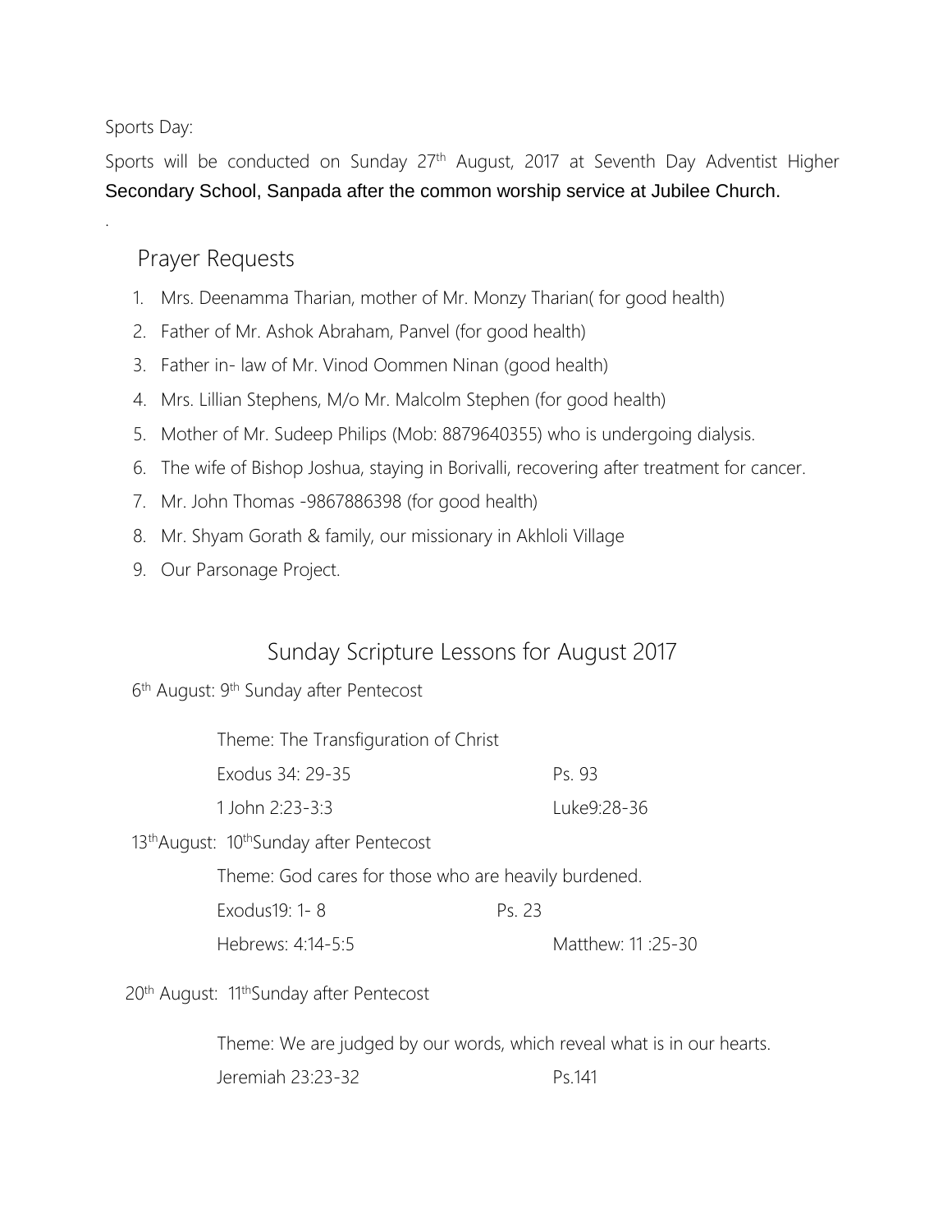Sports Day:

Sports will be conducted on Sunday 27th August, 2017 at Seventh Day Adventist Higher Secondary School, Sanpada after the common worship service at Jubilee Church.

.

## Prayer Requests

1. Mrs. Deenamma Tharian, mother of Mr. Monzy Tharian( for good health)
2. Father of Mr. Ashok Abraham, Panvel (for good health)
3. Father in- law of Mr. Vinod Oommen Ninan (good health)
4. Mrs. Lillian Stephens, M/o Mr. Malcolm Stephen (for good health)
5. Mother of Mr. Sudeep Philips (Mob: 8879640355) who is undergoing dialysis.
6. The wife of Bishop Joshua, staying in Borivalli, recovering after treatment for cancer.
7. Mr. John Thomas -9867886398 (for good health)
8. Mr. Shyam Gorath & family, our missionary in Akhloli Village
9. Our Parsonage Project.

## Sunday Scripture Lessons for August 2017

6th August: 9th Sunday after Pentecost

Theme: The Transfiguration of Christ

Exodus 34: 29-35 Ps. 93

1 John 2:23-3:3 Luke9:28-36

13th August: 10th Sunday after Pentecost

Theme: God cares for those who are heavily burdened.

Exodus19: 1- 8 Ps. 23

Hebrews: 4:14-5:5 Matthew: 11 :25-30

20th August: 11th Sunday after Pentecost

Theme: We are judged by our words, which reveal what is in our hearts.

Jeremiah 23:23-32 Ps.141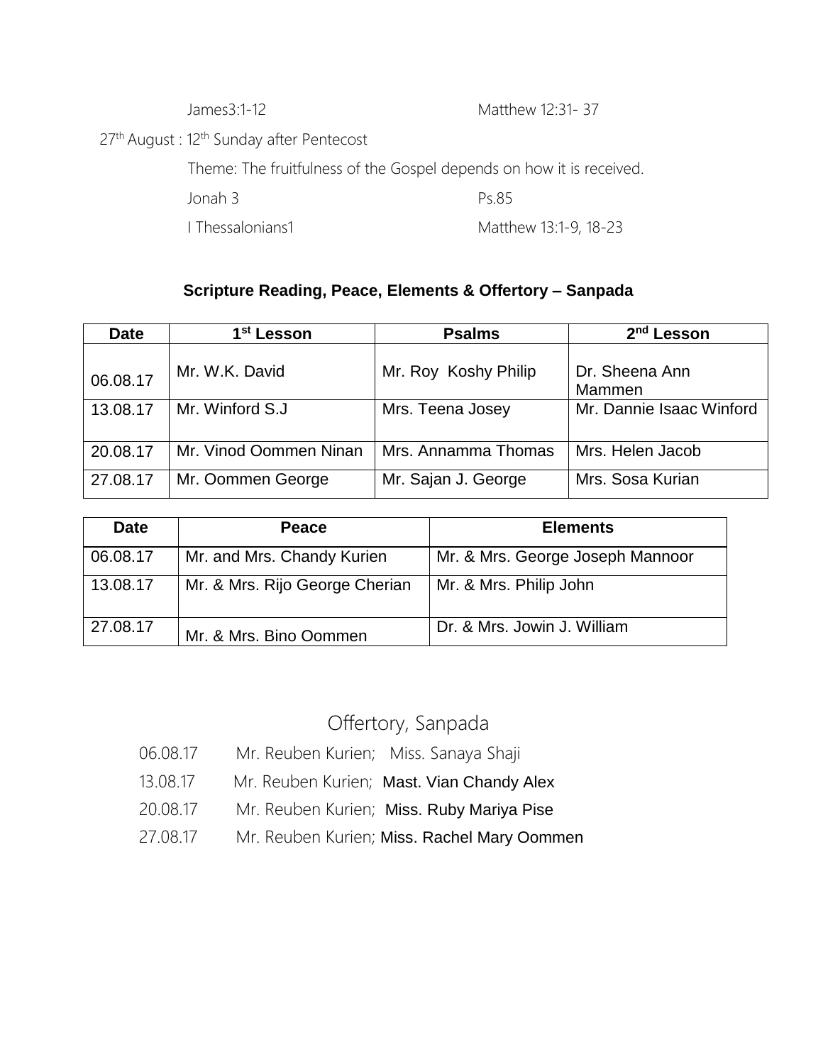James3:1-12 Matthew 12:31- 37

27th August : 12th Sunday after Pentecost

Theme: The fruitfulness of the Gospel depends on how it is received.

Jonah 3 Ps.85

I Thessalonians1 Matthew 13:1-9, 18-23

### Scripture Reading, Peace, Elements & Offertory – Sanpada

| Date | 1st Lesson | Psalms | 2nd Lesson |
|---|---|---|---|
| 06.08.17 | Mr. W.K. David | Mr. Roy Koshy Philip | Dr. Sheena Ann Mammen |
| 13.08.17 | Mr. Winford S.J | Mrs. Teena Josey | Mr. Dannie Isaac Winford |
| 20.08.17 | Mr. Vinod Oommen Ninan | Mrs. Annamma Thomas | Mrs. Helen Jacob |
| 27.08.17 | Mr. Oommen George | Mr. Sajan J. George | Mrs. Sosa Kurian |

| Date | Peace | Elements |
|---|---|---|
| 06.08.17 | Mr. and Mrs. Chandy Kurien | Mr. & Mrs. George Joseph Mannoor |
| 13.08.17 | Mr. & Mrs. Rijo George Cherian | Mr. & Mrs. Philip John |
| 27.08.17 | Mr. & Mrs. Bino Oommen | Dr. & Mrs. Jowin J. William |

## Offertory, Sanpada

06.08.17 Mr. Reuben Kurien; Miss. Sanaya Shaji

13.08.17 Mr. Reuben Kurien; Mast. Vian Chandy Alex

20.08.17 Mr. Reuben Kurien; Miss. Ruby Mariya Pise

27.08.17 Mr. Reuben Kurien; Miss. Rachel Mary Oommen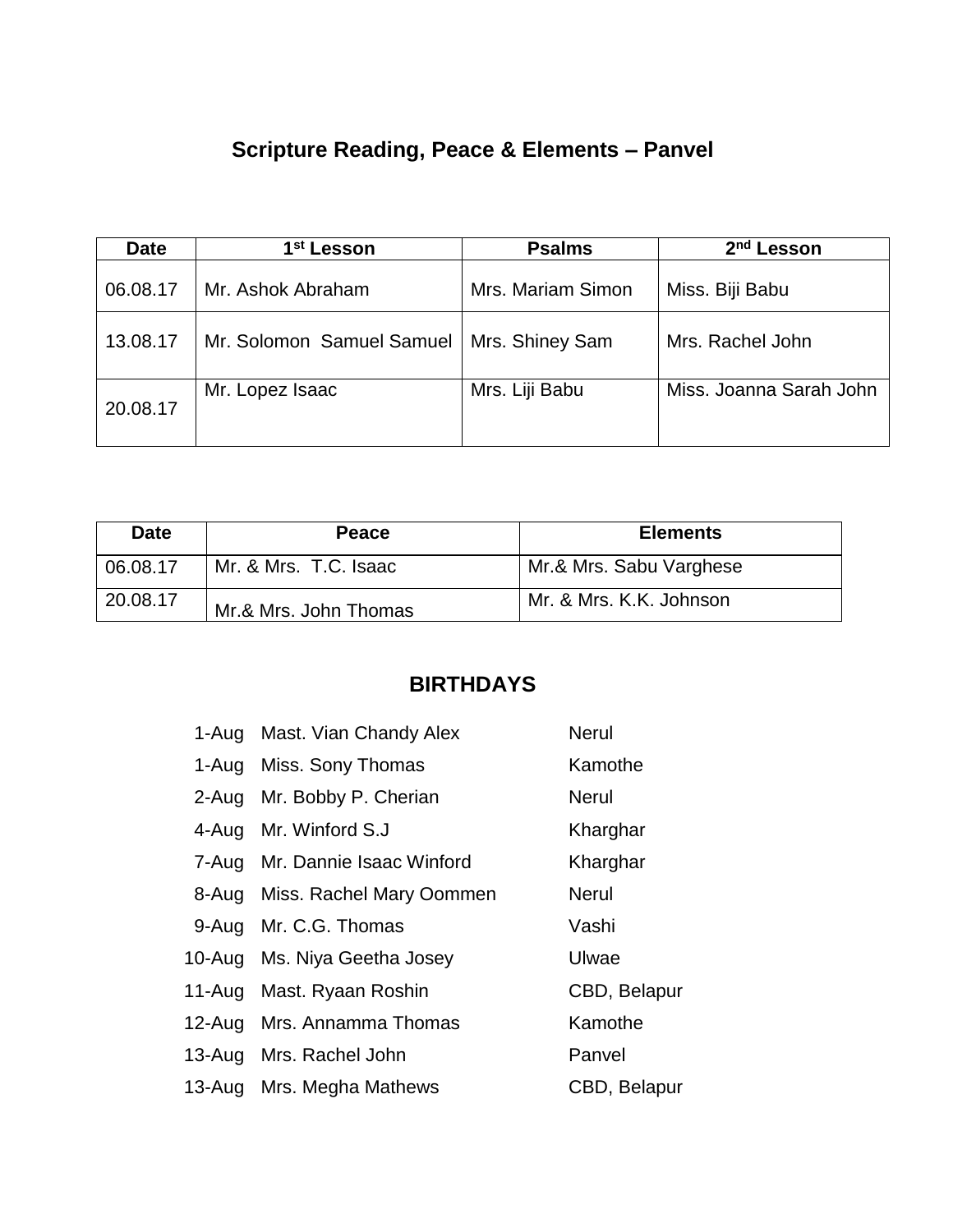## Scripture Reading, Peace & Elements – Panvel

| Date | 1st Lesson | Psalms | 2nd Lesson |
|---|---|---|---|
| 06.08.17 | Mr. Ashok Abraham | Mrs. Mariam Simon | Miss. Biji Babu |
| 13.08.17 | Mr. Solomon Samuel Samuel | Mrs. Shiney Sam | Mrs. Rachel John |
| 20.08.17 | Mr. Lopez Isaac | Mrs. Liji Babu | Miss. Joanna Sarah John |

| Date | Peace | Elements |
|---|---|---|
| 06.08.17 | Mr. & Mrs. T.C. Isaac | Mr.& Mrs. Sabu Varghese |
| 20.08.17 | Mr.& Mrs. John Thomas | Mr. & Mrs. K.K. Johnson |

## BIRTHDAYS

| | | |
|---|---|---|
| 1-Aug | Mast. Vian Chandy Alex | Nerul |
| 1-Aug | Miss. Sony Thomas | Kamothe |
| 2-Aug | Mr. Bobby P. Cherian | Nerul |
| 4-Aug | Mr. Winford S.J | Kharghar |
| 7-Aug | Mr. Dannie Isaac Winford | Kharghar |
| 8-Aug | Miss. Rachel Mary Oommen | Nerul |
| 9-Aug | Mr. C.G. Thomas | Vashi |
| 10-Aug | Ms. Niya Geetha Josey | Ulwae |
| 11-Aug | Mast. Ryaan Roshin | CBD, Belapur |
| 12-Aug | Mrs. Annamma Thomas | Kamothe |
| 13-Aug | Mrs. Rachel John | Panvel |
| 13-Aug | Mrs. Megha Mathews | CBD, Belapur |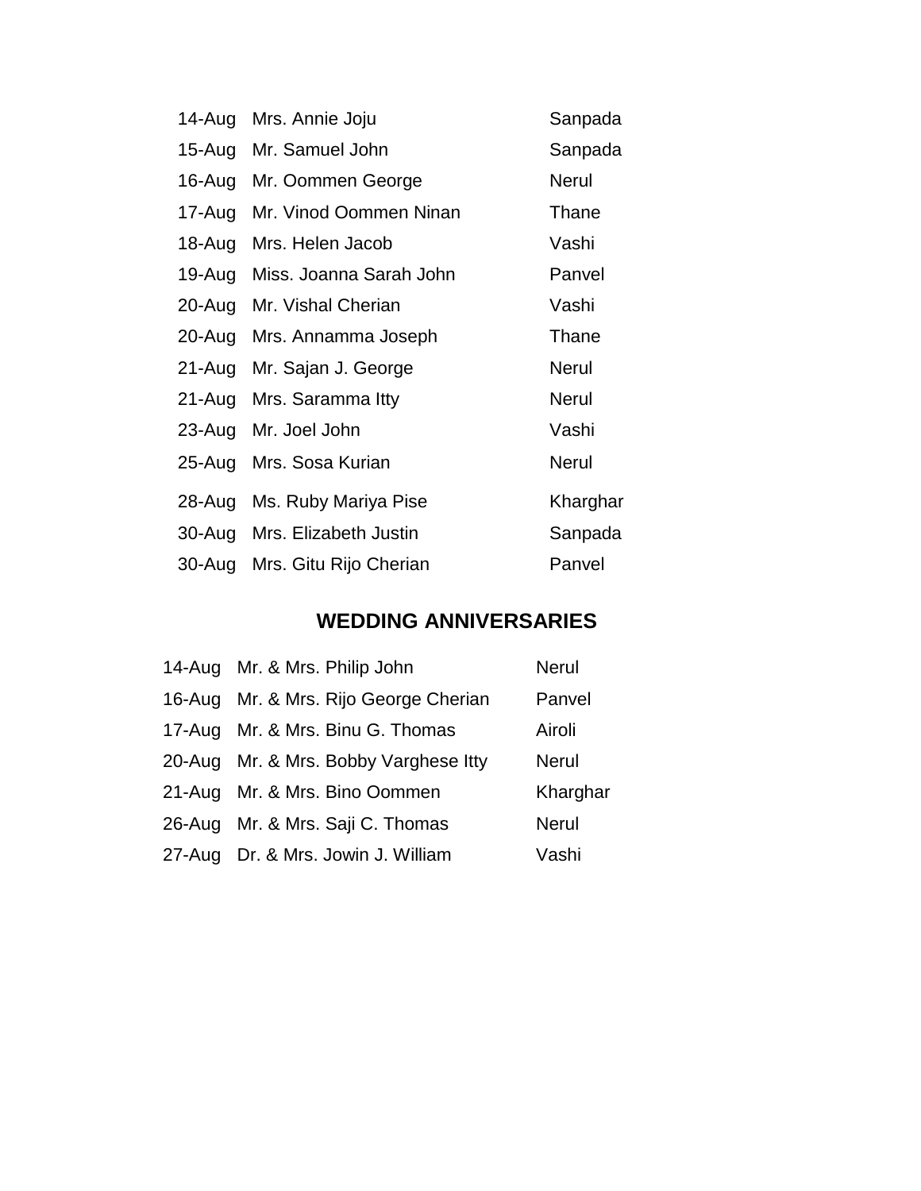| | | |
|---|---|---|
| 14-Aug | Mrs. Annie Joju | Sanpada |
| 15-Aug | Mr. Samuel John | Sanpada |
| 16-Aug | Mr. Oommen George | Nerul |
| 17-Aug | Mr. Vinod Oommen Ninan | Thane |
| 18-Aug | Mrs. Helen Jacob | Vashi |
| 19-Aug | Miss. Joanna Sarah John | Panvel |
| 20-Aug | Mr. Vishal Cherian | Vashi |
| 20-Aug | Mrs. Annamma Joseph | Thane |
| 21-Aug | Mr. Sajan J. George | Nerul |
| 21-Aug | Mrs. Saramma Itty | Nerul |
| 23-Aug | Mr. Joel John | Vashi |
| 25-Aug | Mrs. Sosa Kurian | Nerul |
| 28-Aug | Ms. Ruby Mariya Pise | Kharghar |
| 30-Aug | Mrs. Elizabeth Justin | Sanpada |
| 30-Aug | Mrs. Gitu Rijo Cherian | Panvel |

## WEDDING ANNIVERSARIES

| | | |
|---|---|---|
| 14-Aug | Mr. & Mrs. Philip John | Nerul |
| 16-Aug | Mr. & Mrs. Rijo George Cherian | Panvel |
| 17-Aug | Mr. & Mrs. Binu G. Thomas | Airoli |
| 20-Aug | Mr. & Mrs. Bobby Varghese Itty | Nerul |
| 21-Aug | Mr. & Mrs. Bino Oommen | Kharghar |
| 26-Aug | Mr. & Mrs. Saji C. Thomas | Nerul |
| 27-Aug | Dr. & Mrs. Jowin J. William | Vashi |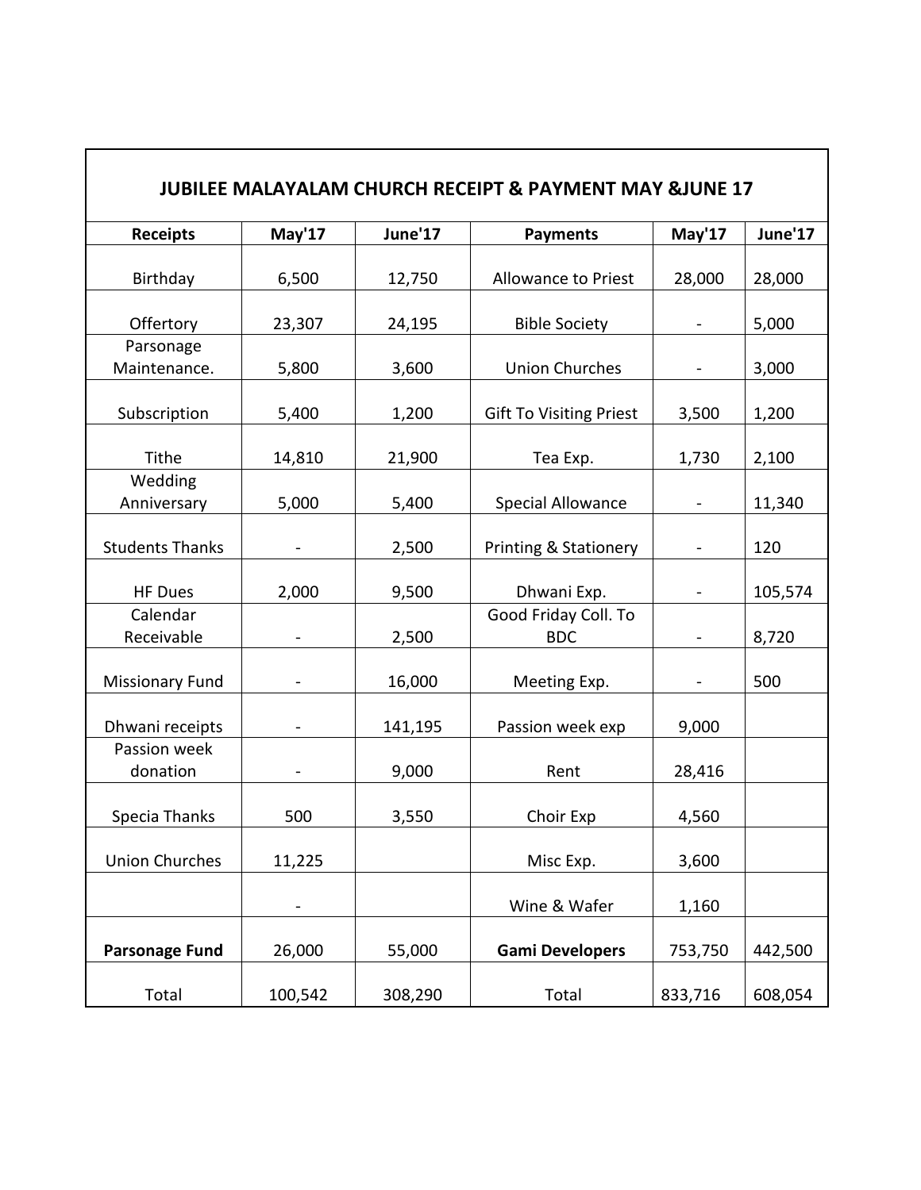| JUBILEE MALAYALAM CHURCH RECEIPT & PAYMENT MAY &JUNE 17 | | | | | |
|---|---|---|---|---|---|
| **Receipts** | **May'17** | **June'17** | **Payments** | **May'17** | **June'17** |
| Birthday | 6,500 | 12,750 | Allowance to Priest | 28,000 | 28,000 |
| Offertory | 23,307 | 24,195 | Bible Society | - | 5,000 |
| Parsonage Maintenance. | 5,800 | 3,600 | Union Churches | - | 3,000 |
| Subscription | 5,400 | 1,200 | Gift To Visiting Priest | 3,500 | 1,200 |
| Tithe | 14,810 | 21,900 | Tea Exp. | 1,730 | 2,100 |
| Wedding Anniversary | 5,000 | 5,400 | Special Allowance | - | 11,340 |
| Students Thanks | - | 2,500 | Printing & Stationery | - | 120 |
| HF Dues | 2,000 | 9,500 | Dhwani Exp. | - | 105,574 |
| Calendar Receivable | - | 2,500 | Good Friday Coll. To BDC | - | 8,720 |
| Missionary Fund | - | 16,000 | Meeting Exp. | - | 500 |
| Dhwani receipts | - | 141,195 | Passion week exp | 9,000 | |
| Passion week donation | - | 9,000 | Rent | 28,416 | |
| Specia Thanks | 500 | 3,550 | Choir Exp | 4,560 | |
| Union Churches | 11,225 | | Misc Exp. | 3,600 | |
| | - | | Wine & Wafer | 1,160 | |
| **Parsonage Fund** | 26,000 | 55,000 | **Gami Developers** | 753,750 | 442,500 |
| Total | 100,542 | 308,290 | Total | 833,716 | 608,054 |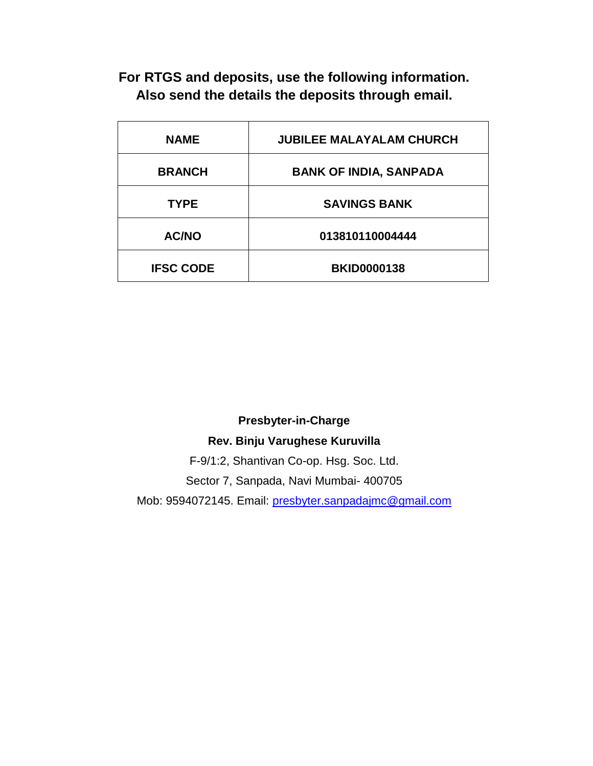**For RTGS and deposits, use the following information.**
**Also send the details the deposits through email.**

| | |
|---|---|
| **NAME** | **JUBILEE MALAYALAM CHURCH** |
| **BRANCH** | **BANK OF INDIA, SANPADA** |
| **TYPE** | **SAVINGS BANK** |
| **AC/NO** | **013810110004444** |
| **IFSC CODE** | **BKID0000138** |

**Presbyter-in-Charge**

**Rev. Binju Varughese Kuruvilla**

F-9/1:2, Shantivan Co-op. Hsg. Soc. Ltd.

Sector 7, Sanpada, Navi Mumbai- 400705

Mob: 9594072145. Email: presbyter.sanpadajmc@gmail.com